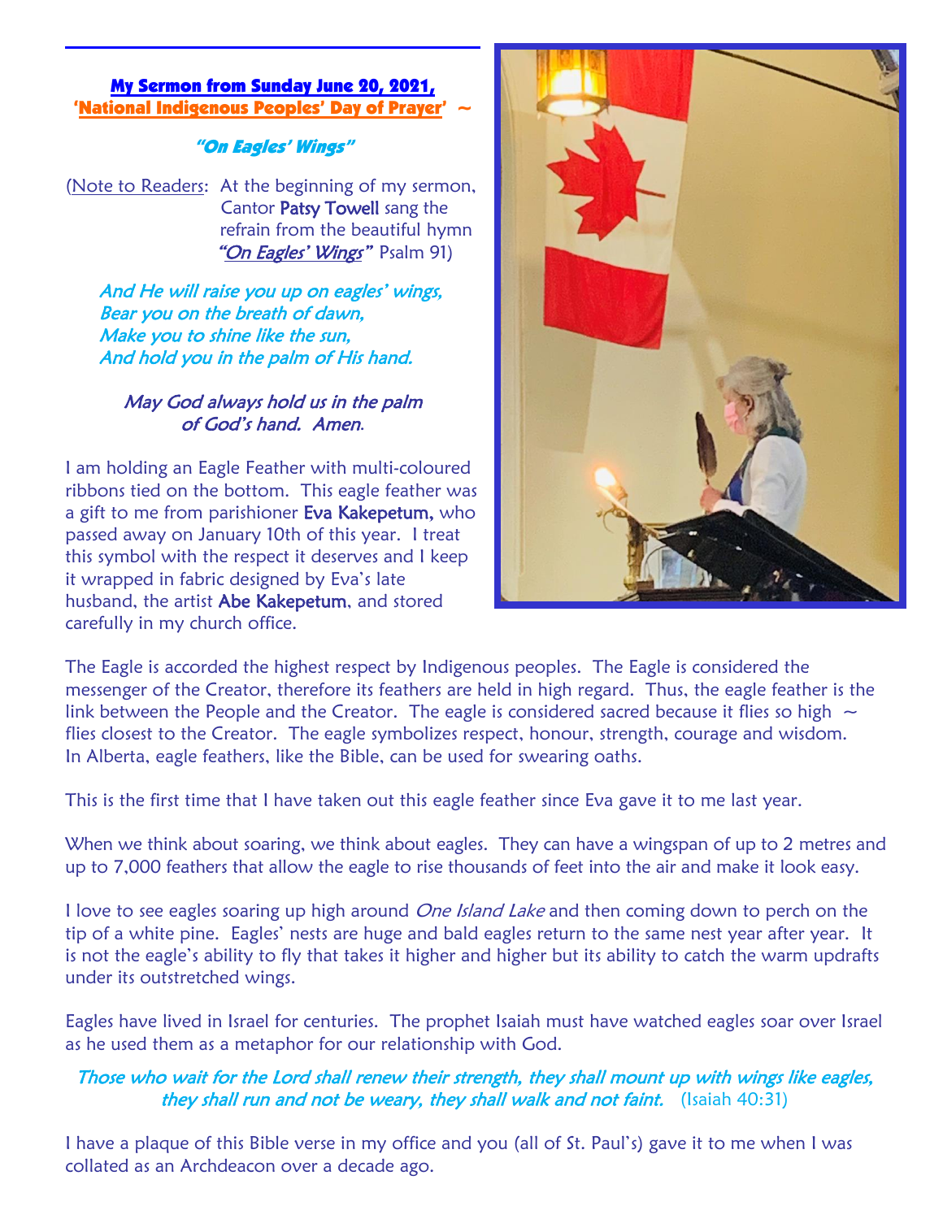**My Sermon from Sunday June 20, 2021,**
**'National Indigenous Peoples' Day of Prayer' ~**

### *"On Eagles' Wings"*

(Note to Readers: At the beginning of my sermon, Cantor Patsy Towell sang the refrain from the beautiful hymn *"On Eagles' Wings"* Psalm 91)

*And He will raise you up on eagles' wings,*
*Bear you on the breath of dawn,*
*Make you to shine like the sun,*
*And hold you in the palm of His hand.*

*May God always hold us in the palm of God's hand. Amen.*

I am holding an Eagle Feather with multi-coloured ribbons tied on the bottom. This eagle feather was a gift to me from parishioner Eva Kakepetum, who passed away on January 10th of this year. I treat this symbol with the respect it deserves and I keep it wrapped in fabric designed by Eva's late husband, the artist Abe Kakepetum, and stored carefully in my church office.

The Eagle is accorded the highest respect by Indigenous peoples. The Eagle is considered the messenger of the Creator, therefore its feathers are held in high regard. Thus, the eagle feather is the link between the People and the Creator. The eagle is considered sacred because it flies so high ~ flies closest to the Creator. The eagle symbolizes respect, honour, strength, courage and wisdom. In Alberta, eagle feathers, like the Bible, can be used for swearing oaths.

This is the first time that I have taken out this eagle feather since Eva gave it to me last year.

When we think about soaring, we think about eagles. They can have a wingspan of up to 2 metres and up to 7,000 feathers that allow the eagle to rise thousands of feet into the air and make it look easy.

I love to see eagles soaring up high around *One Island Lake* and then coming down to perch on the tip of a white pine. Eagles' nests are huge and bald eagles return to the same nest year after year. It is not the eagle's ability to fly that takes it higher and higher but its ability to catch the warm updrafts under its outstretched wings.

Eagles have lived in Israel for centuries. The prophet Isaiah must have watched eagles soar over Israel as he used them as a metaphor for our relationship with God.

*Those who wait for the Lord shall renew their strength, they shall mount up with wings like eagles, they shall run and not be weary, they shall walk and not faint.* (Isaiah 40:31)

I have a plaque of this Bible verse in my office and you (all of St. Paul's) gave it to me when I was collated as an Archdeacon over a decade ago.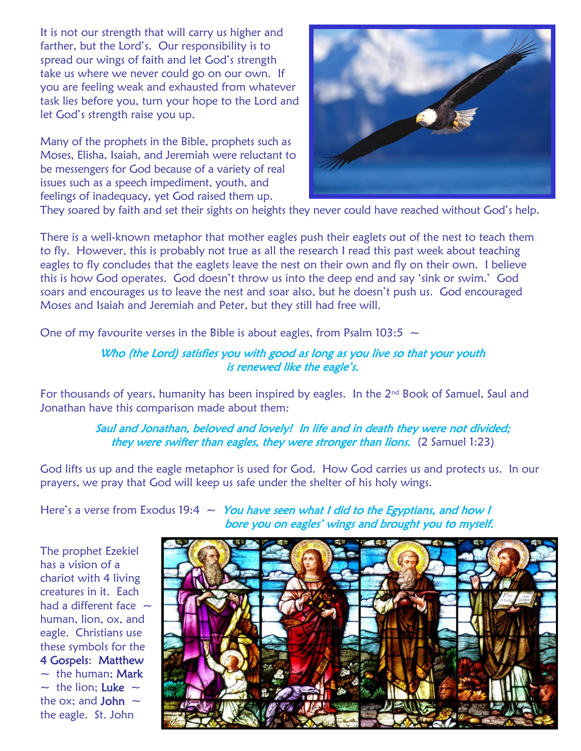It is not our strength that will carry us higher and farther, but the Lord's. Our responsibility is to spread our wings of faith and let God's strength take us where we never could go on our own. If you are feeling weak and exhausted from whatever task lies before you, turn your hope to the Lord and let God's strength raise you up.

Many of the prophets in the Bible, prophets such as Moses, Elisha, Isaiah, and Jeremiah were reluctant to be messengers for God because of a variety of real issues such as a speech impediment, youth, and feelings of inadequacy, yet God raised them up. They soared by faith and set their sights on heights they never could have reached without God's help.

There is a well-known metaphor that mother eagles push their eaglets out of the nest to teach them to fly. However, this is probably not true as all the research I read this past week about teaching eagles to fly concludes that the eaglets leave the nest on their own and fly on their own. I believe this is how God operates. God doesn't throw us into the deep end and say 'sink or swim.' God soars and encourages us to leave the nest and soar also, but he doesn't push us. God encouraged Moses and Isaiah and Jeremiah and Peter, but they still had free will.

One of my favourite verses in the Bible is about eagles, from Psalm 103:5 ~

*Who (the Lord) satisfies you with good as long as you live so that your youth is renewed like the eagle's.*

For thousands of years, humanity has been inspired by eagles. In the 2nd Book of Samuel, Saul and Jonathan have this comparison made about them:

*Saul and Jonathan, beloved and lovely! In life and in death they were not divided; they were swifter than eagles, they were stronger than lions.* (2 Samuel 1:23)

God lifts us up and the eagle metaphor is used for God. How God carries us and protects us. In our prayers, we pray that God will keep us safe under the shelter of his holy wings.

Here's a verse from Exodus 19:4 ~ *You have seen what I did to the Egyptians, and how I bore you on eagles' wings and brought you to myself.*

The prophet Ezekiel has a vision of a chariot with 4 living creatures in it. Each had a different face ~ human, lion, ox, and eagle. Christians use these symbols for the **4 Gospels**: **Matthew** ~ the human; **Mark** ~ the lion; **Luke** ~ the ox; and **John** ~ the eagle. St. John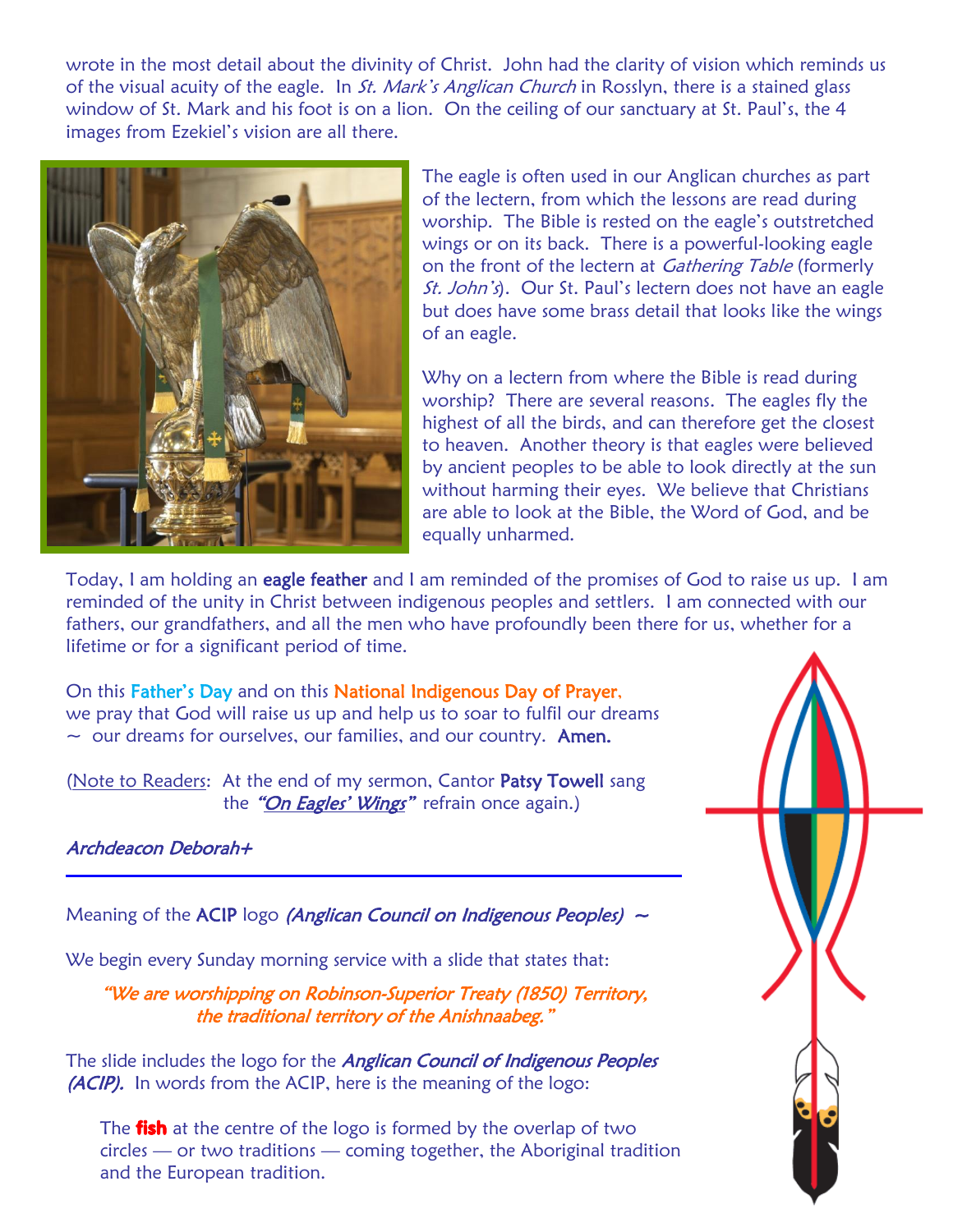wrote in the most detail about the divinity of Christ. John had the clarity of vision which reminds us of the visual acuity of the eagle. In *St. Mark's Anglican Church* in Rosslyn, there is a stained glass window of St. Mark and his foot is on a lion. On the ceiling of our sanctuary at St. Paul's, the 4 images from Ezekiel's vision are all there.

The eagle is often used in our Anglican churches as part of the lectern, from which the lessons are read during worship. The Bible is rested on the eagle's outstretched wings or on its back. There is a powerful-looking eagle on the front of the lectern at *Gathering Table* (formerly *St. John's*). Our St. Paul's lectern does not have an eagle but does have some brass detail that looks like the wings of an eagle.

Why on a lectern from where the Bible is read during worship? There are several reasons. The eagles fly the highest of all the birds, and can therefore get the closest to heaven. Another theory is that eagles were believed by ancient peoples to be able to look directly at the sun without harming their eyes. We believe that Christians are able to look at the Bible, the Word of God, and be equally unharmed.

Today, I am holding an **eagle feather** and I am reminded of the promises of God to raise us up. I am reminded of the unity in Christ between indigenous peoples and settlers. I am connected with our fathers, our grandfathers, and all the men who have profoundly been there for us, whether for a lifetime or for a significant period of time.

On this **Father's Day** and on this **National Indigenous Day of Prayer**, we pray that God will raise us up and help us to soar to fulfil our dreams ~ our dreams for ourselves, our families, and our country. **Amen.**

(Note to Readers: At the end of my sermon, Cantor **Patsy Towell** sang the ***"On Eagles' Wings"*** refrain once again.)

*Archdeacon Deborah+*

---

Meaning of the **ACIP** logo *(Anglican Council on Indigenous Peoples)* ~

We begin every Sunday morning service with a slide that states that:

*"We are worshipping on Robinson-Superior Treaty (1850) Territory, the traditional territory of the Anishnaabeg."*

The slide includes the logo for the ***Anglican Council of Indigenous Peoples (ACIP).*** In words from the ACIP, here is the meaning of the logo:

> The **fish** at the centre of the logo is formed by the overlap of two circles — or two traditions — coming together, the Aboriginal tradition and the European tradition.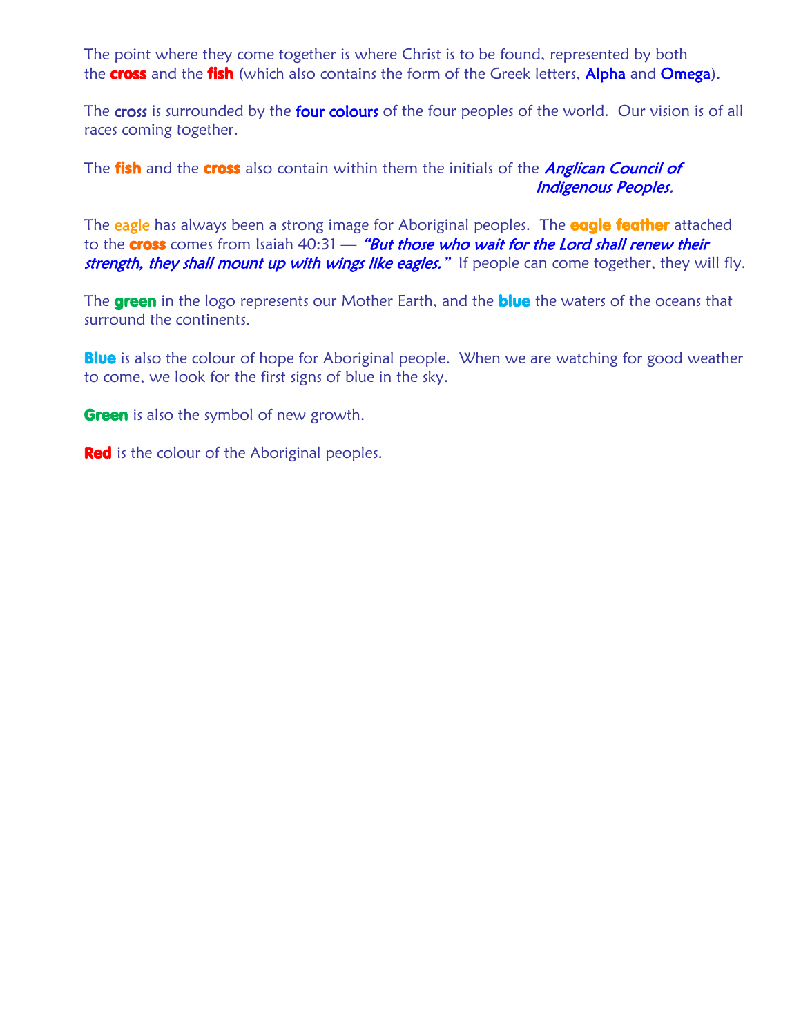The point where they come together is where Christ is to be found, represented by both the **cross** and the **fish** (which also contains the form of the Greek letters, Alpha and Omega).

The cross is surrounded by the four colours of the four peoples of the world. Our vision is of all races coming together.

The **fish** and the **cross** also contain within them the initials of the *Anglican Council of Indigenous Peoples.*

The eagle has always been a strong image for Aboriginal peoples. The **eagle feather** attached to the **cross** comes from Isaiah 40:31 — *"But those who wait for the Lord shall renew their strength, they shall mount up with wings like eagles."* If people can come together, they will fly.

The **green** in the logo represents our Mother Earth, and the **blue** the waters of the oceans that surround the continents.

**Blue** is also the colour of hope for Aboriginal people. When we are watching for good weather to come, we look for the first signs of blue in the sky.

**Green** is also the symbol of new growth.

**Red** is the colour of the Aboriginal peoples.